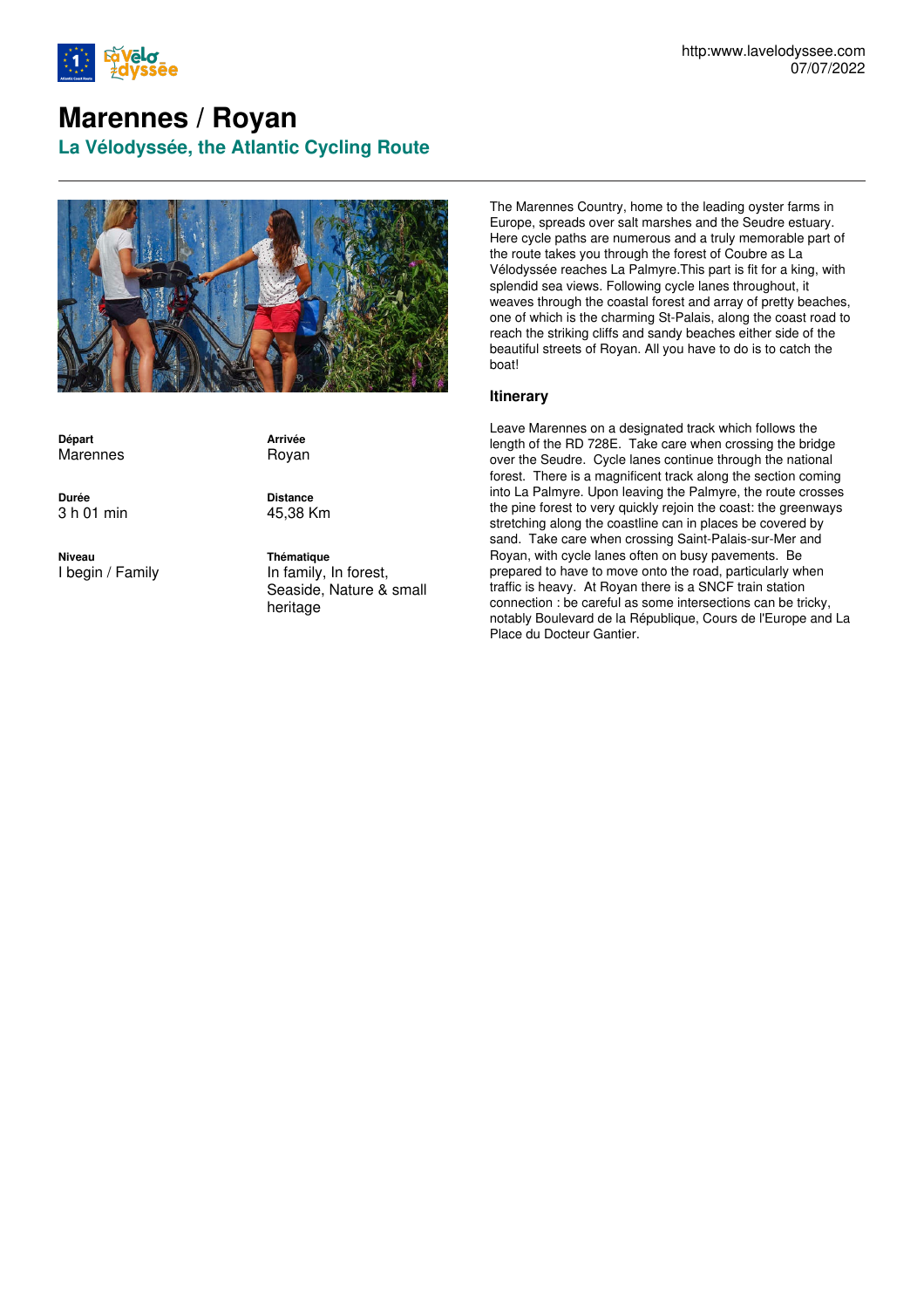http:www.lavelodyssee.com
07/07/2022

# Marennes / Royan

## La Vélodyssée, the Atlantic Cycling Route

**Départ**
Marennes

**Arrivée**
Royan

**Durée**
3 h 01 min

**Distance**
45,38 Km

**Niveau**
I begin / Family

**Thématique**
In family, In forest, Seaside, Nature & small heritage

The Marennes Country, home to the leading oyster farms in Europe, spreads over salt marshes and the Seudre estuary. Here cycle paths are numerous and a truly memorable part of the route takes you through the forest of Coubre as La Vélodyssée reaches La Palmyre.This part is fit for a king, with splendid sea views. Following cycle lanes throughout, it weaves through the coastal forest and array of pretty beaches, one of which is the charming St-Palais, along the coast road to reach the striking cliffs and sandy beaches either side of the beautiful streets of Royan. All you have to do is to catch the boat!

### Itinerary

Leave Marennes on a designated track which follows the length of the RD 728E. Take care when crossing the bridge over the Seudre. Cycle lanes continue through the national forest. There is a magnificent track along the section coming into La Palmyre. Upon leaving the Palmyre, the route crosses the pine forest to very quickly rejoin the coast: the greenways stretching along the coastline can in places be covered by sand. Take care when crossing Saint-Palais-sur-Mer and Royan, with cycle lanes often on busy pavements. Be prepared to have to move onto the road, particularly when traffic is heavy. At Royan there is a SNCF train station connection : be careful as some intersections can be tricky, notably Boulevard de la République, Cours de l'Europe and La Place du Docteur Gantier.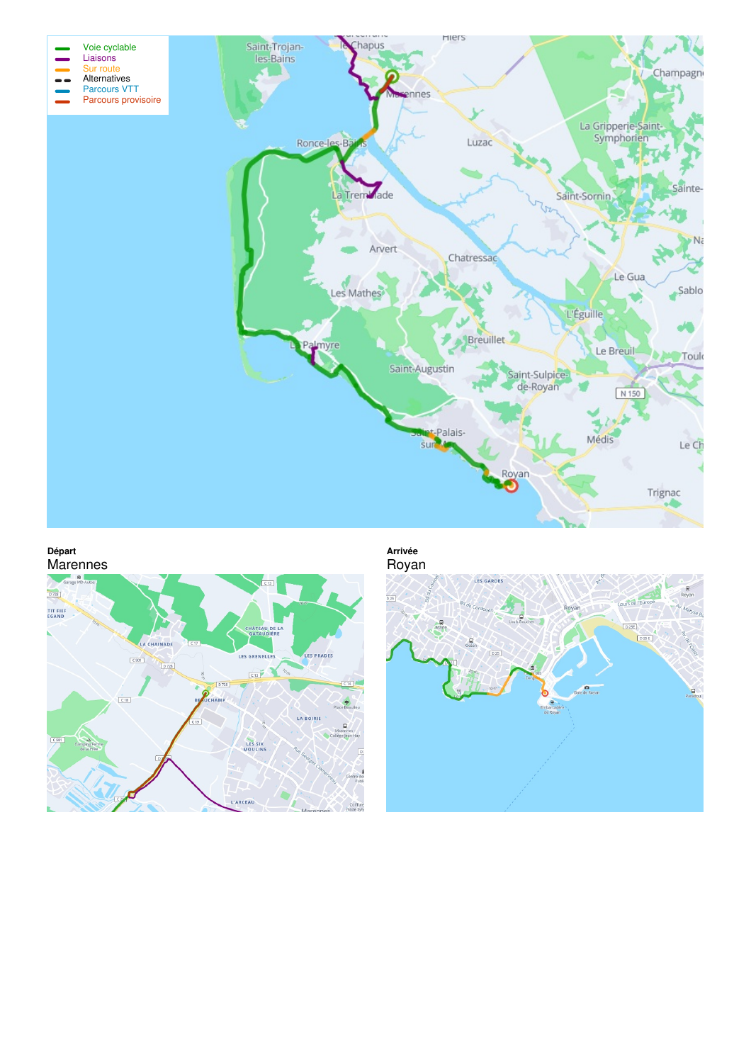Voie cyclable
Liaisons
Sur route
Alternatives
Parcours VTT
Parcours provisoire

**Départ**

Marennes

**Arrivée**

Royan